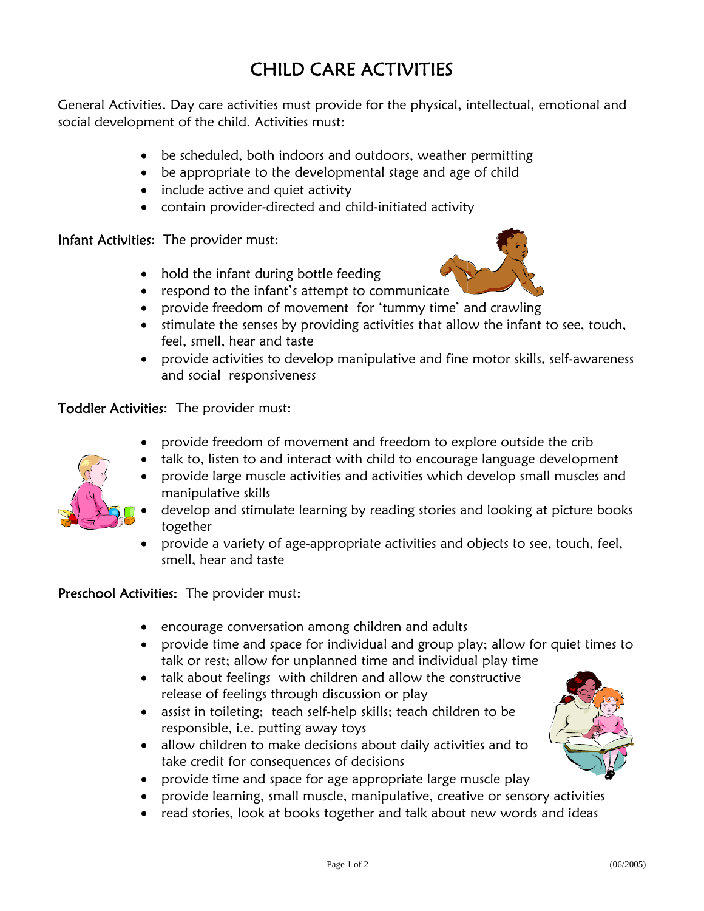# CHILD CARE ACTIVITIES

General Activities. Day care activities must provide for the physical, intellectual, emotional and social development of the child. Activities must:

- be scheduled, both indoors and outdoors, weather permitting
- be appropriate to the developmental stage and age of child
- include active and quiet activity
- contain provider-directed and child-initiated activity

**Infant Activities**: The provider must:

- hold the infant during bottle feeding
- respond to the infant's attempt to communicate
- provide freedom of movement for 'tummy time' and crawling
- stimulate the senses by providing activities that allow the infant to see, touch, feel, smell, hear and taste
- provide activities to develop manipulative and fine motor skills, self-awareness and social responsiveness

**Toddler Activities**: The provider must:

- provide freedom of movement and freedom to explore outside the crib
- talk to, listen to and interact with child to encourage language development
- provide large muscle activities and activities which develop small muscles and manipulative skills
- develop and stimulate learning by reading stories and looking at picture books together
- provide a variety of age-appropriate activities and objects to see, touch, feel, smell, hear and taste

**Preschool Activities:** The provider must:

- encourage conversation among children and adults
- provide time and space for individual and group play; allow for quiet times to talk or rest; allow for unplanned time and individual play time
- talk about feelings with children and allow the constructive release of feelings through discussion or play
- assist in toileting; teach self-help skills; teach children to be responsible, i.e. putting away toys
- allow children to make decisions about daily activities and to take credit for consequences of decisions
- provide time and space for age appropriate large muscle play
- provide learning, small muscle, manipulative, creative or sensory activities
- read stories, look at books together and talk about new words and ideas

(06/2005)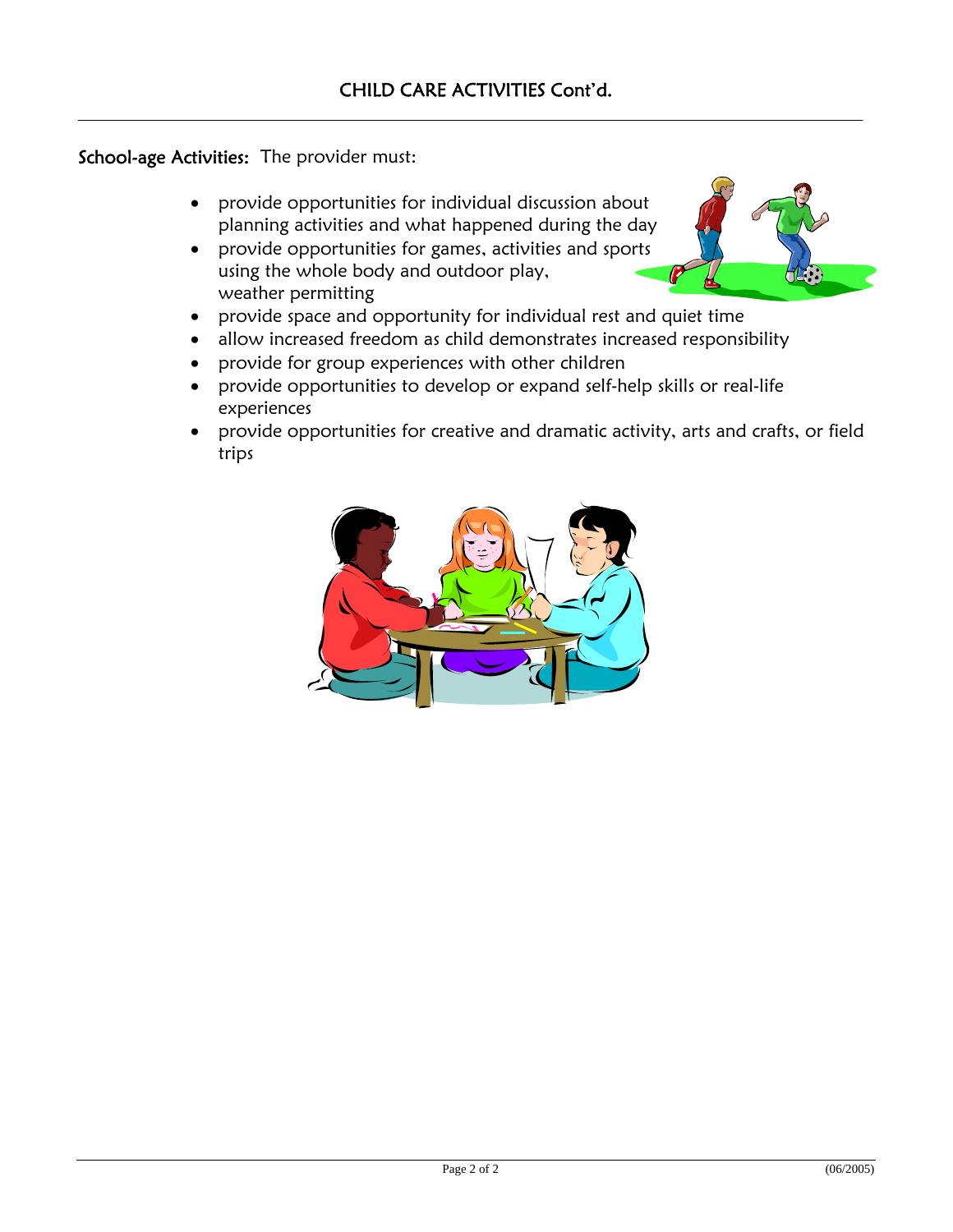# CHILD CARE ACTIVITIES Cont'd.

**School-age Activities:** The provider must:

- provide opportunities for individual discussion about planning activities and what happened during the day
- provide opportunities for games, activities and sports using the whole body and outdoor play, weather permitting
- provide space and opportunity for individual rest and quiet time
- allow increased freedom as child demonstrates increased responsibility
- provide for group experiences with other children
- provide opportunities to develop or expand self-help skills or real-life experiences
- provide opportunities for creative and dramatic activity, arts and crafts, or field trips

(06/2005)